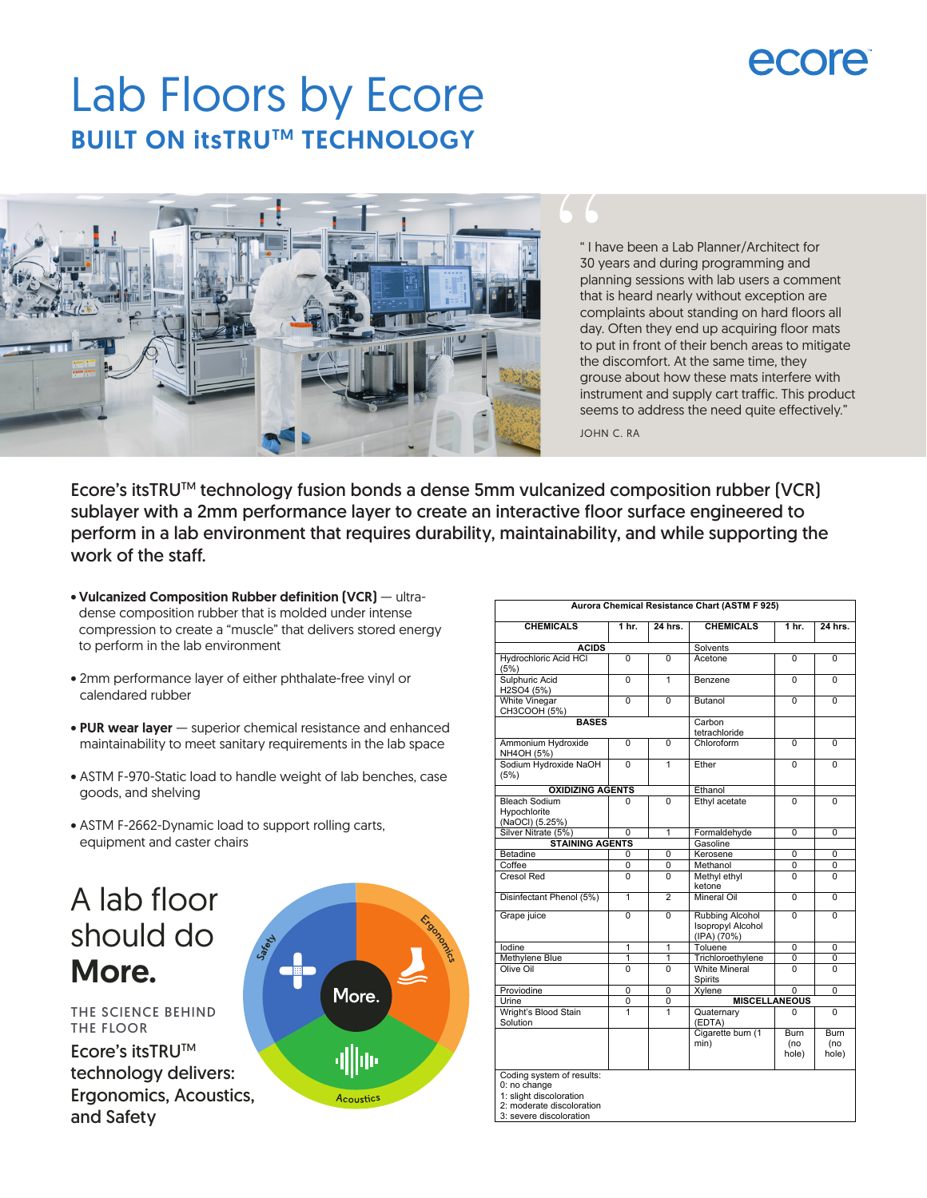# Lab Floors by Ecore

## BUILT ON itsTRU™ TECHNOLOGY

" I have been a Lab Planner/Architect for 30 years and during programming and planning sessions with lab users a comment that is heard nearly without exception are complaints about standing on hard floors all day. Often they end up acquiring floor mats to put in front of their bench areas to mitigate the discomfort. At the same time, they grouse about how these mats interfere with instrument and supply cart traffic. This product seems to address the need quite effectively."

JOHN C. RA

Ecore's itsTRU™ technology fusion bonds a dense 5mm vulcanized composition rubber (VCR) sublayer with a 2mm performance layer to create an interactive floor surface engineered to perform in a lab environment that requires durability, maintainability, and while supporting the work of the staff.

- **Vulcanized Composition Rubber definition (VCR)** — ultra-dense composition rubber that is molded under intense compression to create a "muscle" that delivers stored energy to perform in the lab environment
- 2mm performance layer of either phthalate-free vinyl or calendared rubber
- **PUR wear layer** — superior chemical resistance and enhanced maintainability to meet sanitary requirements in the lab space
- ASTM F-970-Static load to handle weight of lab benches, case goods, and shelving
- ASTM F-2662-Dynamic load to support rolling carts, equipment and caster chairs

# A lab floor should do **More.**

THE SCIENCE BEHIND THE FLOOR

Ecore's itsTRU™ technology delivers: Ergonomics, Acoustics, and Safety

Safety · Ergonomics · Acoustics · More.

**Aurora Chemical Resistance Chart (ASTM F 925)**

| CHEMICALS | 1 hr. | 24 hrs. | CHEMICALS | 1 hr. | 24 hrs. |
|---|---|---|---|---|---|
| **ACIDS** | | | Solvents | | |
| Hydrochloric Acid HCl (5%) | 0 | 0 | Acetone | 0 | 0 |
| Sulphuric Acid H2SO4 (5%) | 0 | 1 | Benzene | 0 | 0 |
| White Vinegar CH3COOH (5%) | 0 | 0 | Butanol | 0 | 0 |
| **BASES** | | | Carbon tetrachloride | | |
| Ammonium Hydroxide NH4OH (5%) | 0 | 0 | Chloroform | 0 | 0 |
| Sodium Hydroxide NaOH (5%) | 0 | 1 | Ether | 0 | 0 |
| **OXIDIZING AGENTS** | | | Ethanol | | |
| Bleach Sodium Hypochlorite (NaOCl) (5.25%) | 0 | 0 | Ethyl acetate | 0 | 0 |
| Silver Nitrate (5%) | 0 | 1 | Formaldehyde | 0 | 0 |
| **STAINING AGENTS** | | | Gasoline | | |
| Betadine | 0 | 0 | Kerosene | 0 | 0 |
| Coffee | 0 | 0 | Methanol | 0 | 0 |
| Cresol Red | 0 | 0 | Methyl ethyl ketone | 0 | 0 |
| Disinfectant Phenol (5%) | 1 | 2 | Mineral Oil | 0 | 0 |
| Grape juice | 0 | 0 | Rubbing Alcohol Isopropyl Alcohol (IPA) (70%) | 0 | 0 |
| Iodine | 1 | 1 | Toluene | 0 | 0 |
| Methylene Blue | 1 | 1 | Trichloroethylene | 0 | 0 |
| Olive Oil | 0 | 0 | White Mineral Spirits | 0 | 0 |
| Proviodine | 0 | 0 | Xylene | 0 | 0 |
| Urine | 0 | 0 | **MISCELLANEOUS** | | |
| Wright's Blood Stain Solution | 1 | 1 | Quaternary (EDTA) | 0 | 0 |
| | | | Cigarette burn (1 min) | Burn (no hole) | Burn (no hole) |

Coding system of results:
0: no change
1: slight discoloration
2: moderate discoloration
3: severe discoloration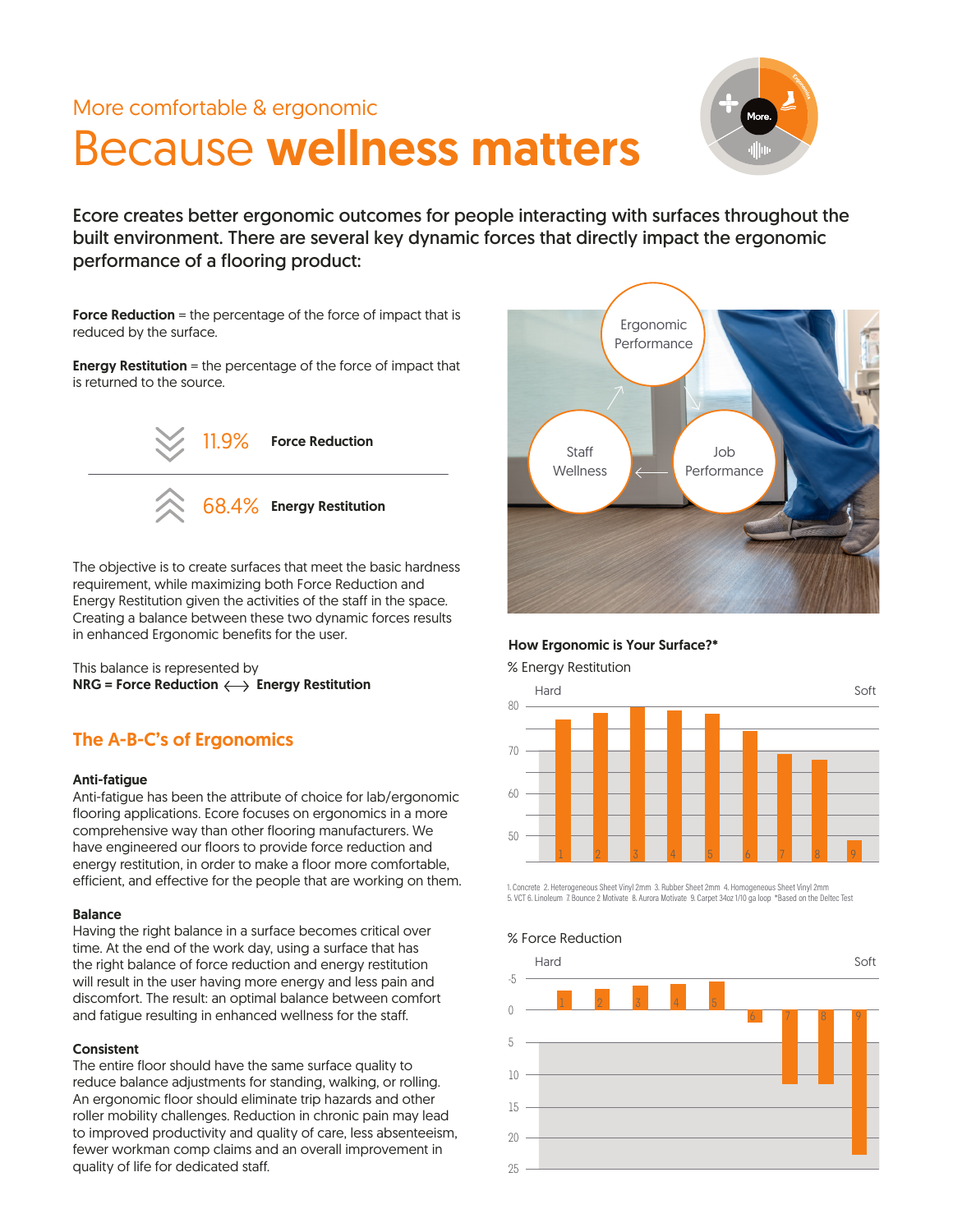More comfortable & ergonomic

# Because **wellness matters**

**Ecore creates better ergonomic outcomes for people interacting with surfaces throughout the built environment. There are several key dynamic forces that directly impact the ergonomic performance of a flooring product:**

**Force Reduction** = the percentage of the force of impact that is reduced by the surface.

**Energy Restitution** = the percentage of the force of impact that is returned to the source.

11.9% **Force Reduction**

68.4% **Energy Restitution**

The objective is to create surfaces that meet the basic hardness requirement, while maximizing both Force Reduction and Energy Restitution given the activities of the staff in the space. Creating a balance between these two dynamic forces results in enhanced Ergonomic benefits for the user.

This balance is represented by
**NRG = Force Reduction ⟷ Energy Restitution**

## The A-B-C's of Ergonomics

**Anti-fatigue**
Anti-fatigue has been the attribute of choice for lab/ergonomic flooring applications. Ecore focuses on ergonomics in a more comprehensive way than other flooring manufacturers. We have engineered our floors to provide force reduction and energy restitution, in order to make a floor more comfortable, efficient, and effective for the people that are working on them.

**Balance**
Having the right balance in a surface becomes critical over time. At the end of the work day, using a surface that has the right balance of force reduction and energy restitution will result in the user having more energy and less pain and discomfort. The result: an optimal balance between comfort and fatigue resulting in enhanced wellness for the staff.

**Consistent**
The entire floor should have the same surface quality to reduce balance adjustments for standing, walking, or rolling. An ergonomic floor should eliminate trip hazards and other roller mobility challenges. Reduction in chronic pain may lead to improved productivity and quality of care, less absenteeism, fewer workman comp claims and an overall improvement in quality of life for dedicated staff.

Ergonomic Performance → Job Performance → Staff Wellness → Ergonomic Performance

**How Ergonomic is Your Surface?***

% Energy Restitution

Hard — Soft

1. Concrete 2. Heterogeneous Sheet Vinyl 2mm 3. Rubber Sheet 2mm 4. Homogeneous Sheet Vinyl 2mm 5. VCT 6. Linoleum 7. Bounce 2 Motivate 8. Aurora Motivate 9. Carpet 34oz 1/10 ga loop *Based on the Deltec Test

% Force Reduction

Hard — Soft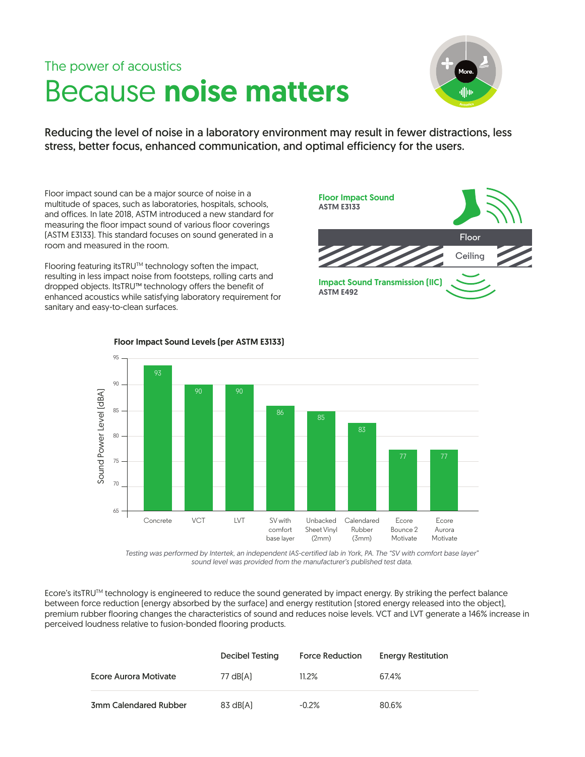The power of acoustics

# Because **noise matters**

**Reducing the level of noise in a laboratory environment may result in fewer distractions, less stress, better focus, enhanced communication, and optimal efficiency for the users.**

Floor impact sound can be a major source of noise in a multitude of spaces, such as laboratories, hospitals, schools, and offices. In late 2018, ASTM introduced a new standard for measuring the floor impact sound of various floor coverings (ASTM E3133). This standard focuses on sound generated in a room and measured in the room.

Flooring featuring itsTRU™ technology soften the impact, resulting in less impact noise from footsteps, rolling carts and dropped objects. ItsTRU™ technology offers the benefit of enhanced acoustics while satisfying laboratory requirement for sanitary and easy-to-clean surfaces.

**Floor Impact Sound**
**ASTM E3133**

Floor

Ceiling

**Impact Sound Transmission (IIC)**
**ASTM E492**

**Floor Impact Sound Levels (per ASTM E3133)**

| Flooring | Sound Power Level (dBA) |
| --- | --- |
| Concrete | 93 |
| VCT | 90 |
| LVT | 90 |
| SV with comfort base layer | 86 |
| Unbacked Sheet Vinyl (2mm) | 85 |
| Calendared Rubber (3mm) | 83 |
| Ecore Bounce 2 Motivate | 77 |
| Ecore Aurora Motivate | 77 |

*Testing was performed by Intertek, an independent IAS-certified lab in York, PA. The "SV with comfort base layer" sound level was provided from the manufacturer's published test data.*

Ecore's itsTRU™ technology is engineered to reduce the sound generated by impact energy. By striking the perfect balance between force reduction (energy absorbed by the surface) and energy restitution (stored energy released into the object), premium rubber flooring changes the characteristics of sound and reduces noise levels. VCT and LVT generate a 146% increase in perceived loudness relative to fusion-bonded flooring products.

| | Decibel Testing | Force Reduction | Energy Restitution |
| --- | --- | --- | --- |
| Ecore Aurora Motivate | 77 dB(A) | 11.2% | 67.4% |
| 3mm Calendared Rubber | 83 dB(A) | -0.2% | 80.6% |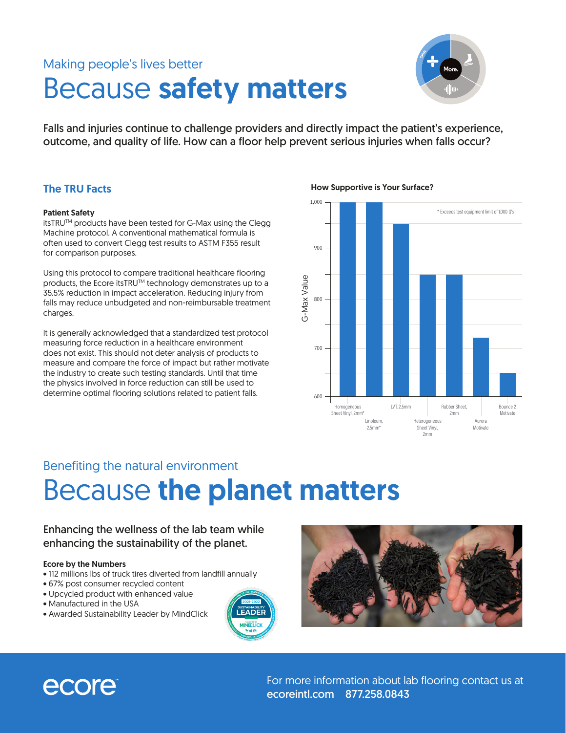Making people's lives better

# Because **safety matters**

Falls and injuries continue to challenge providers and directly impact the patient's experience, outcome, and quality of life. How can a floor help prevent serious injuries when falls occur?

## The TRU Facts

**Patient Safety**

itsTRU™ products have been tested for G-Max using the Clegg Machine protocol. A conventional mathematical formula is often used to convert Clegg test results to ASTM F355 result for comparison purposes.

Using this protocol to compare traditional healthcare flooring products, the Ecore itsTRU™ technology demonstrates up to a 35.5% reduction in impact acceleration. Reducing injury from falls may reduce unbudgeted and non-reimbursable treatment charges.

It is generally acknowledged that a standardized test protocol measuring force reduction in a healthcare environment does not exist. This should not deter analysis of products to measure and compare the force of impact but rather motivate the industry to create such testing standards. Until that time the physics involved in force reduction can still be used to determine optimal flooring solutions related to patient falls.

**How Supportive is Your Surface?**

* Exceeds test equipment limit of 1,000 G's

G-Max Value

1,000
900
800
700
600

Homogeneous Sheet Vinyl, 2mm*
Linoleum, 2.5mm*
LVT, 2.5mm
Heterogeneous Sheet Vinyl, 2mm
Rubber Sheet, 2mm
Aurora Motivate
Bounce 2 Motivate

Benefiting the natural environment

# Because **the planet matters**

Enhancing the wellness of the lab team while enhancing the sustainability of the planet.

**Ecore by the Numbers**

- 112 millions lbs of truck tires diverted from landfill annually
- 67% post consumer recycled content
- Upcycled product with enhanced value
- Manufactured in the USA
- Awarded Sustainability Leader by MindClick

ecore

For more information about lab flooring contact us at ecoreintl.com 877.258.0843